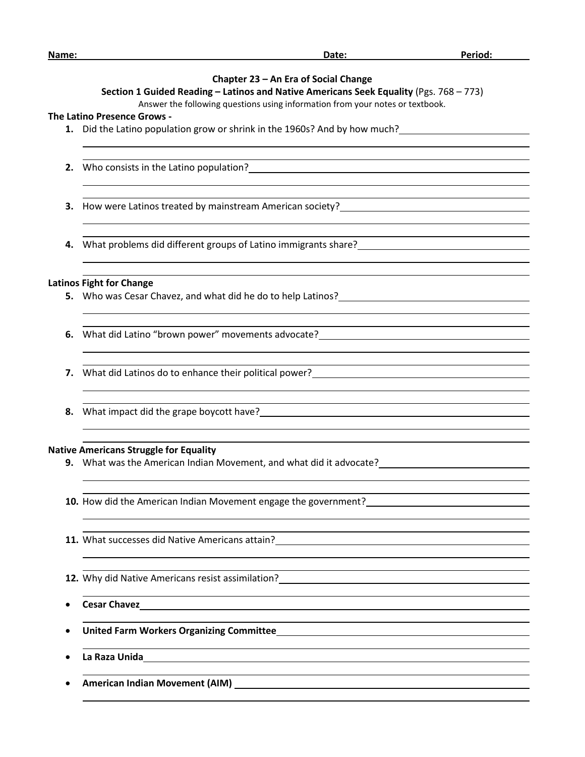**Name:** **Date:** **Period:**

## Chapter 23 – An Era of Social Change

### Section 1 Guided Reading – Latinos and Native Americans Seek Equality (Pgs. 768 – 773)

Answer the following questions using information from your notes or textbook.

**The Latino Presence Grows -**

1. Did the Latino population grow or shrink in the 1960s? And by how much?
2. Who consists in the Latino population?
3. How were Latinos treated by mainstream American society?
4. What problems did different groups of Latino immigrants share?

**Latinos Fight for Change**

5. Who was Cesar Chavez, and what did he do to help Latinos?
6. What did Latino "brown power" movements advocate?
7. What did Latinos do to enhance their political power?
8. What impact did the grape boycott have?

**Native Americans Struggle for Equality**

9. What was the American Indian Movement, and what did it advocate?
10. How did the American Indian Movement engage the government?
11. What successes did Native Americans attain?
12. Why did Native Americans resist assimilation?

- **Cesar Chavez**
- **United Farm Workers Organizing Committee**
- **La Raza Unida**
- **American Indian Movement (AIM)**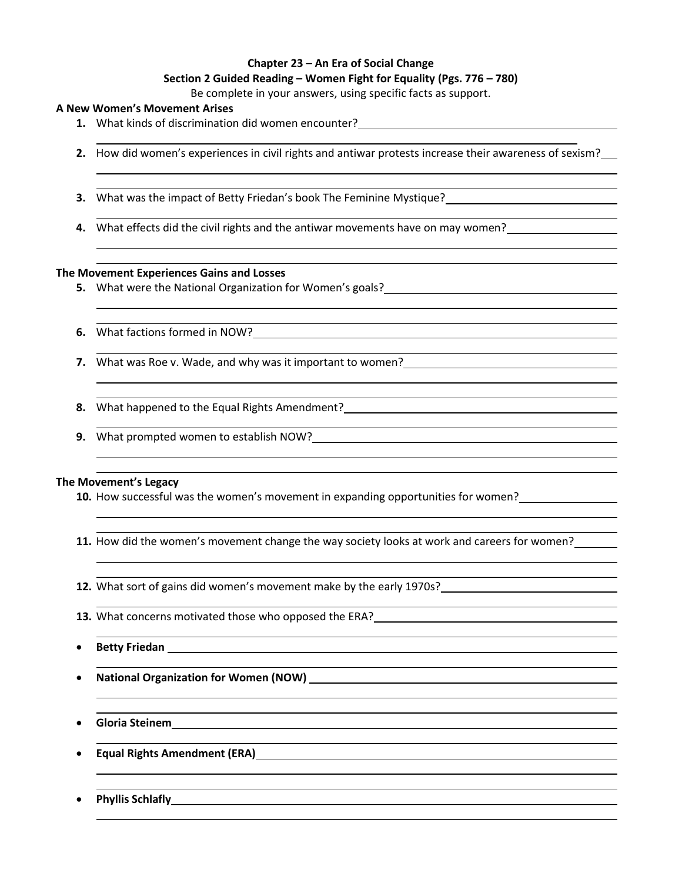**Chapter 23 – An Era of Social Change**

**Section 2 Guided Reading – Women Fight for Equality (Pgs. 776 – 780)**

Be complete in your answers, using specific facts as support.

**A New Women's Movement Arises**

1. What kinds of discrimination did women encounter?
2. How did women's experiences in civil rights and antiwar protests increase their awareness of sexism?
3. What was the impact of Betty Friedan's book The Feminine Mystique?
4. What effects did the civil rights and the antiwar movements have on may women?

**The Movement Experiences Gains and Losses**

5. What were the National Organization for Women's goals?
6. What factions formed in NOW?
7. What was Roe v. Wade, and why was it important to women?
8. What happened to the Equal Rights Amendment?
9. What prompted women to establish NOW?

**The Movement's Legacy**

10. How successful was the women's movement in expanding opportunities for women?
11. How did the women's movement change the way society looks at work and careers for women?
12. What sort of gains did women's movement make by the early 1970s?
13. What concerns motivated those who opposed the ERA?

- **Betty Friedan**
- **National Organization for Women (NOW)**
- **Gloria Steinem**
- **Equal Rights Amendment (ERA)**
- **Phyllis Schlafly**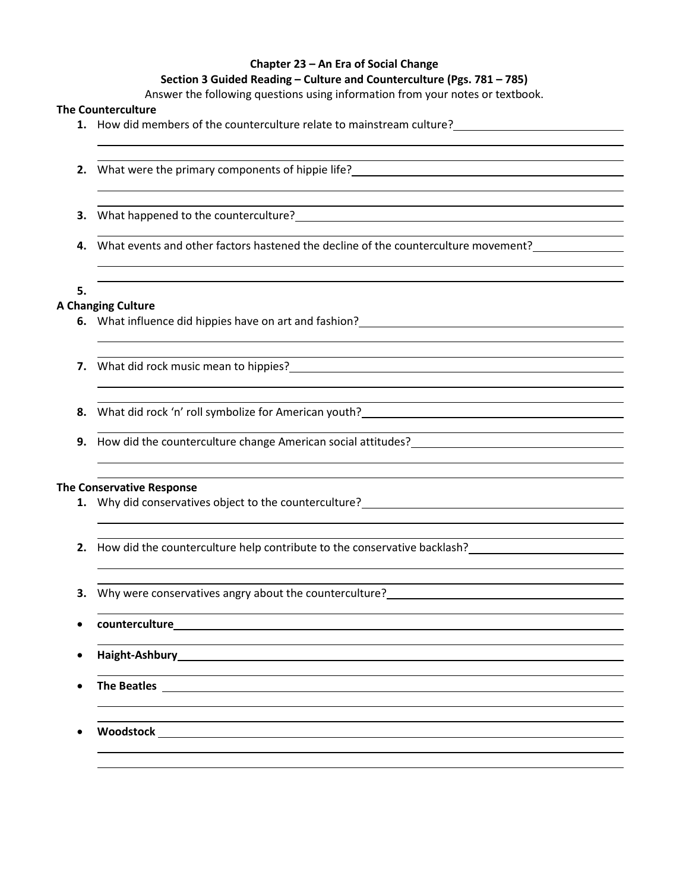**Chapter 23 – An Era of Social Change**

**Section 3 Guided Reading – Culture and Counterculture (Pgs. 781 – 785)**

Answer the following questions using information from your notes or textbook.

**The Counterculture**

1. How did members of the counterculture relate to mainstream culture?
2. What were the primary components of hippie life?
3. What happened to the counterculture?
4. What events and other factors hastened the decline of the counterculture movement?
5. 

**A Changing Culture**

6. What influence did hippies have on art and fashion?
7. What did rock music mean to hippies?
8. What did rock 'n' roll symbolize for American youth?
9. How did the counterculture change American social attitudes?

**The Conservative Response**

1. Why did conservatives object to the counterculture?
2. How did the counterculture help contribute to the conservative backlash?
3. Why were conservatives angry about the counterculture?

- **counterculture**
- **Haight-Ashbury**
- **The Beatles**
- **Woodstock**